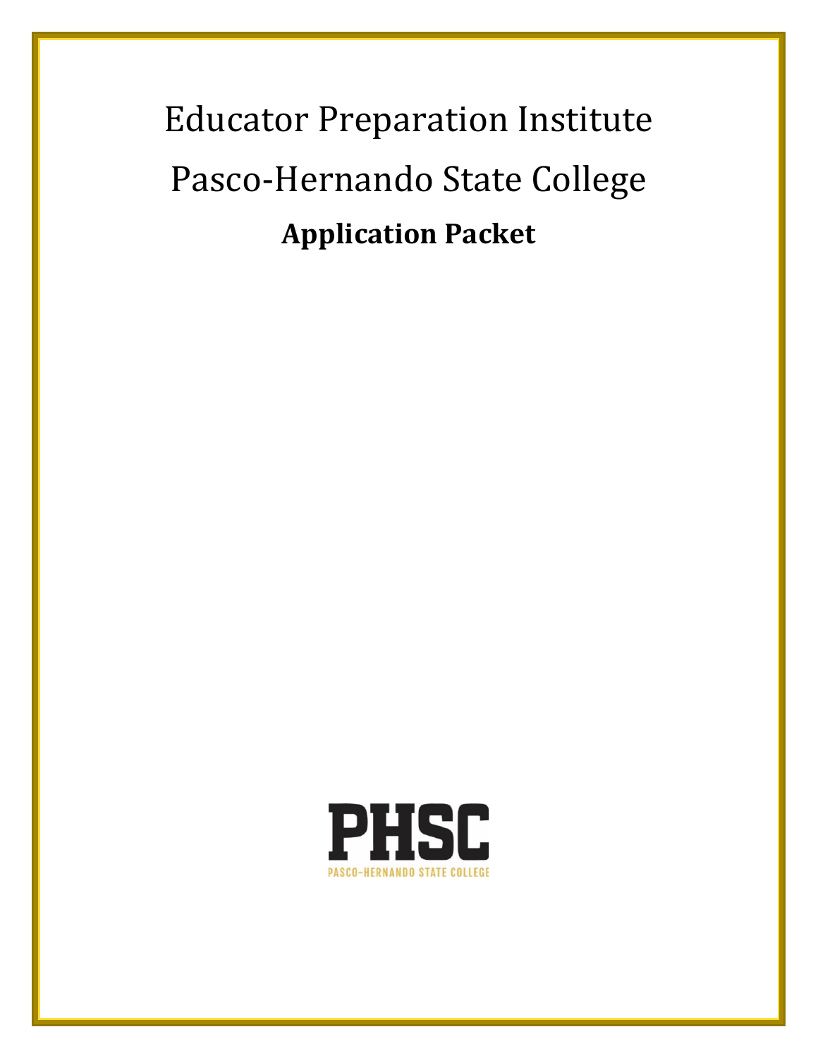# Educator Preparation Institute

# Pasco-Hernando State College

## Application Packet

PHSC

PASCO-HERNANDO STATE COLLEGE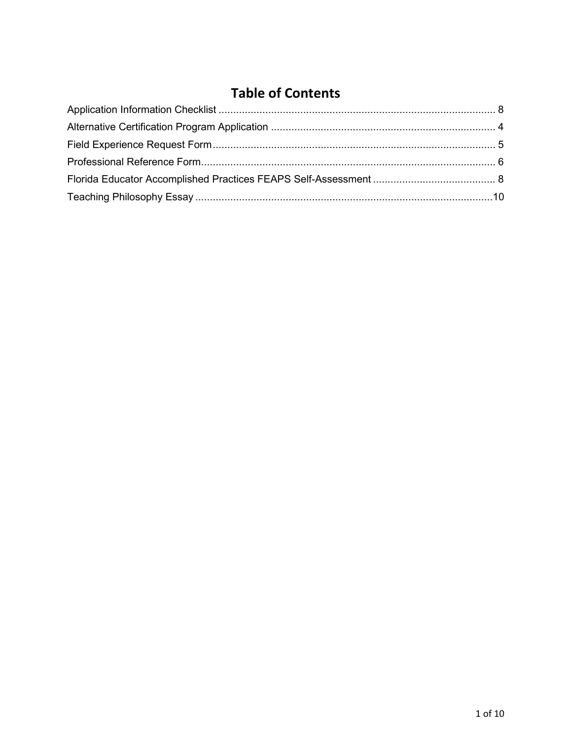# Table of Contents

Application Information Checklist ............................................................................................... 8
Alternative Certification Program Application ............................................................................. 4
Field Experience Request Form................................................................................................. 5
Professional Reference Form..................................................................................................... 6
Florida Educator Accomplished Practices FEAPS Self-Assessment .......................................... 8
Teaching Philosophy Essay ......................................................................................................10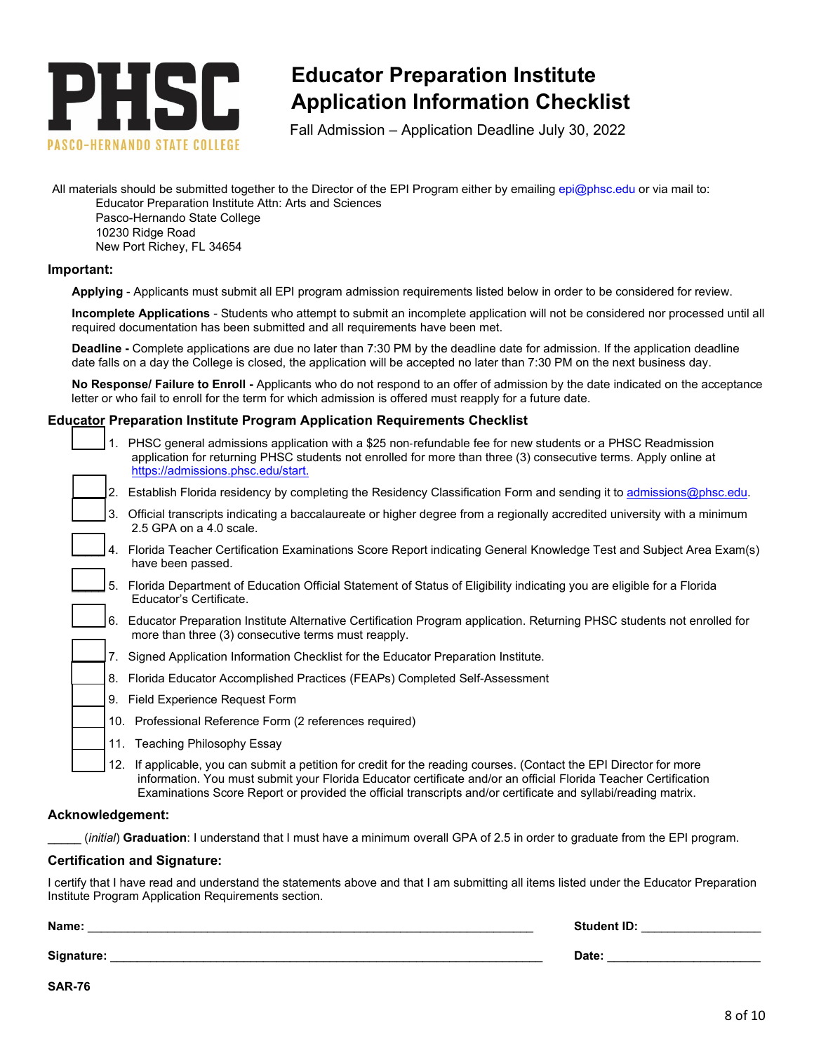**PHSC**
PASCO-HERNANDO STATE COLLEGE

# Educator Preparation Institute Application Information Checklist

Fall Admission – Application Deadline July 30, 2022

All materials should be submitted together to the Director of the EPI Program either by emailing epi@phsc.edu or via mail to:

Educator Preparation Institute Attn: Arts and Sciences
Pasco-Hernando State College
10230 Ridge Road
New Port Richey, FL 34654

## Important:

**Applying** - Applicants must submit all EPI program admission requirements listed below in order to be considered for review.

**Incomplete Applications** - Students who attempt to submit an incomplete application will not be considered nor processed until all required documentation has been submitted and all requirements have been met.

**Deadline -** Complete applications are due no later than 7:30 PM by the deadline date for admission. If the application deadline date falls on a day the College is closed, the application will be accepted no later than 7:30 PM on the next business day.

**No Response/ Failure to Enroll -** Applicants who do not respond to an offer of admission by the date indicated on the acceptance letter or who fail to enroll for the term for which admission is offered must reapply for a future date.

## Educator Preparation Institute Program Application Requirements Checklist

- [ ] 1. PHSC general admissions application with a $25 non-refundable fee for new students or a PHSC Readmission application for returning PHSC students not enrolled for more than three (3) consecutive terms. Apply online at https://admissions.phsc.edu/start.
- [ ] 2. Establish Florida residency by completing the Residency Classification Form and sending it to admissions@phsc.edu.
- [ ] 3. Official transcripts indicating a baccalaureate or higher degree from a regionally accredited university with a minimum 2.5 GPA on a 4.0 scale.
- [ ] 4. Florida Teacher Certification Examinations Score Report indicating General Knowledge Test and Subject Area Exam(s) have been passed.
- [ ] 5. Florida Department of Education Official Statement of Status of Eligibility indicating you are eligible for a Florida Educator's Certificate.
- [ ] 6. Educator Preparation Institute Alternative Certification Program application. Returning PHSC students not enrolled for more than three (3) consecutive terms must reapply.
- [ ] 7. Signed Application Information Checklist for the Educator Preparation Institute.
- [ ] 8. Florida Educator Accomplished Practices (FEAPs) Completed Self-Assessment
- [ ] 9. Field Experience Request Form
- [ ] 10. Professional Reference Form (2 references required)
- [ ] 11. Teaching Philosophy Essay
- [ ] 12. If applicable, you can submit a petition for credit for the reading courses. (Contact the EPI Director for more information. You must submit your Florida Educator certificate and/or an official Florida Teacher Certification Examinations Score Report or provided the official transcripts and/or certificate and syllabi/reading matrix.

## Acknowledgement:

_____ (*initial*) **Graduation**: I understand that I must have a minimum overall GPA of 2.5 in order to graduate from the EPI program.

## Certification and Signature:

I certify that I have read and understand the statements above and that I am submitting all items listed under the Educator Preparation Institute Program Application Requirements section.

**Name:** ____________________________________________ **Student ID:** ________________

**Signature:** ________________________________________ **Date:** ____________________

**SAR-76**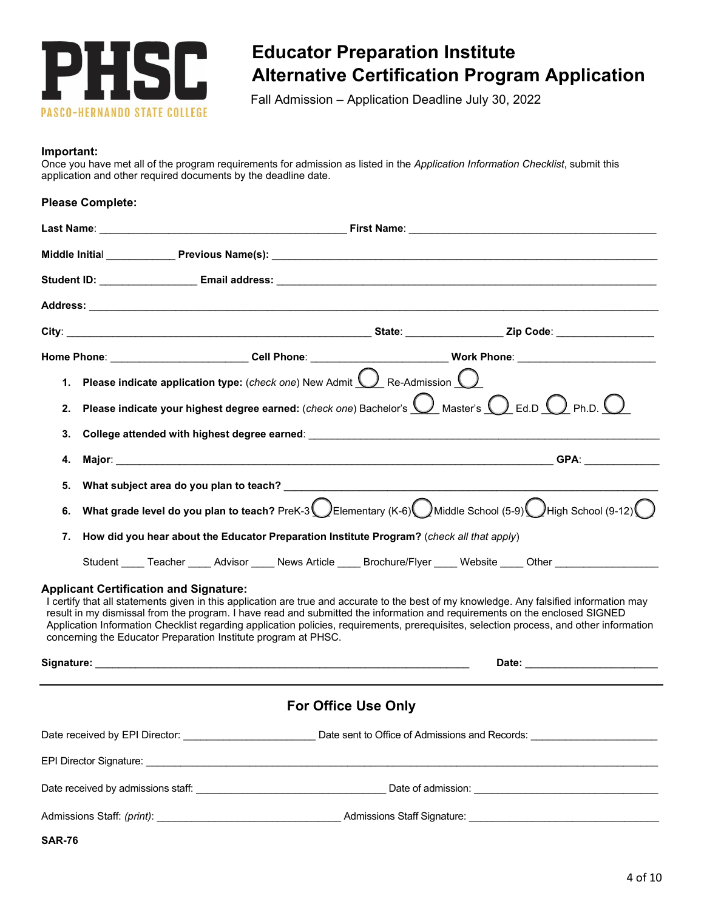**PHSC**
PASCO-HERNANDO STATE COLLEGE

# Educator Preparation Institute
# Alternative Certification Program Application

Fall Admission – Application Deadline July 30, 2022

**Important:**
Once you have met all of the program requirements for admission as listed in the *Application Information Checklist*, submit this application and other required documents by the deadline date.

**Please Complete:**

**Last Name**: ________________________________________ **First Name**: ________________________________________

**Middle Initial** ___________ **Previous Name(s):** ________________________________________________________________

**Student ID:** _______________ **Email address:** ____________________________________________________________

**Address:** ________________________________________________________________________________________

**City**: ________________________________________________ **State**: _______________ **Zip Code**: _______________

**Home Phone**: ______________________ **Cell Phone**: ______________________ **Work Phone**: ______________________

1. **Please indicate application type:** (*check one*) New Admit ◯ Re-Admission ◯
2. **Please indicate your highest degree earned:** (*check one*) Bachelor's ◯ Master's ◯ Ed.D ◯ Ph.D. ◯
3. **College attended with highest degree earned**: ________________________________________________________
4. **Major**: ______________________________________________________________________ **GPA**: ____________
5. **What subject area do you plan to teach?** ____________________________________________________________
6. **What grade level do you plan to teach?** PreK-3 ◯ Elementary (K-6) ◯ Middle School (5-9) ◯ High School (9-12) ◯
7. **How did you hear about the Educator Preparation Institute Program?** (*check all that apply*)

   Student ____ Teacher ____ Advisor ____ News Article ____ Brochure/Flyer ____ Website ____ Other ________________

**Applicant Certification and Signature:**
I certify that all statements given in this application are true and accurate to the best of my knowledge. Any falsified information may result in my dismissal from the program. I have read and submitted the information and requirements on the enclosed SIGNED Application Information Checklist regarding application policies, requirements, prerequisites, selection process, and other information concerning the Educator Preparation Institute program at PHSC.

**Signature:** ____________________________________________________________ **Date:** ______________________

---

## For Office Use Only

Date received by EPI Director: ______________________ Date sent to Office of Admissions and Records: ______________________

EPI Director Signature: ________________________________________________________________________________

Date received by admissions staff: ______________________________ Date of admission: ______________________________

Admissions Staff: *(print)*: ______________________________ Admissions Staff Signature: ______________________________

**SAR-76**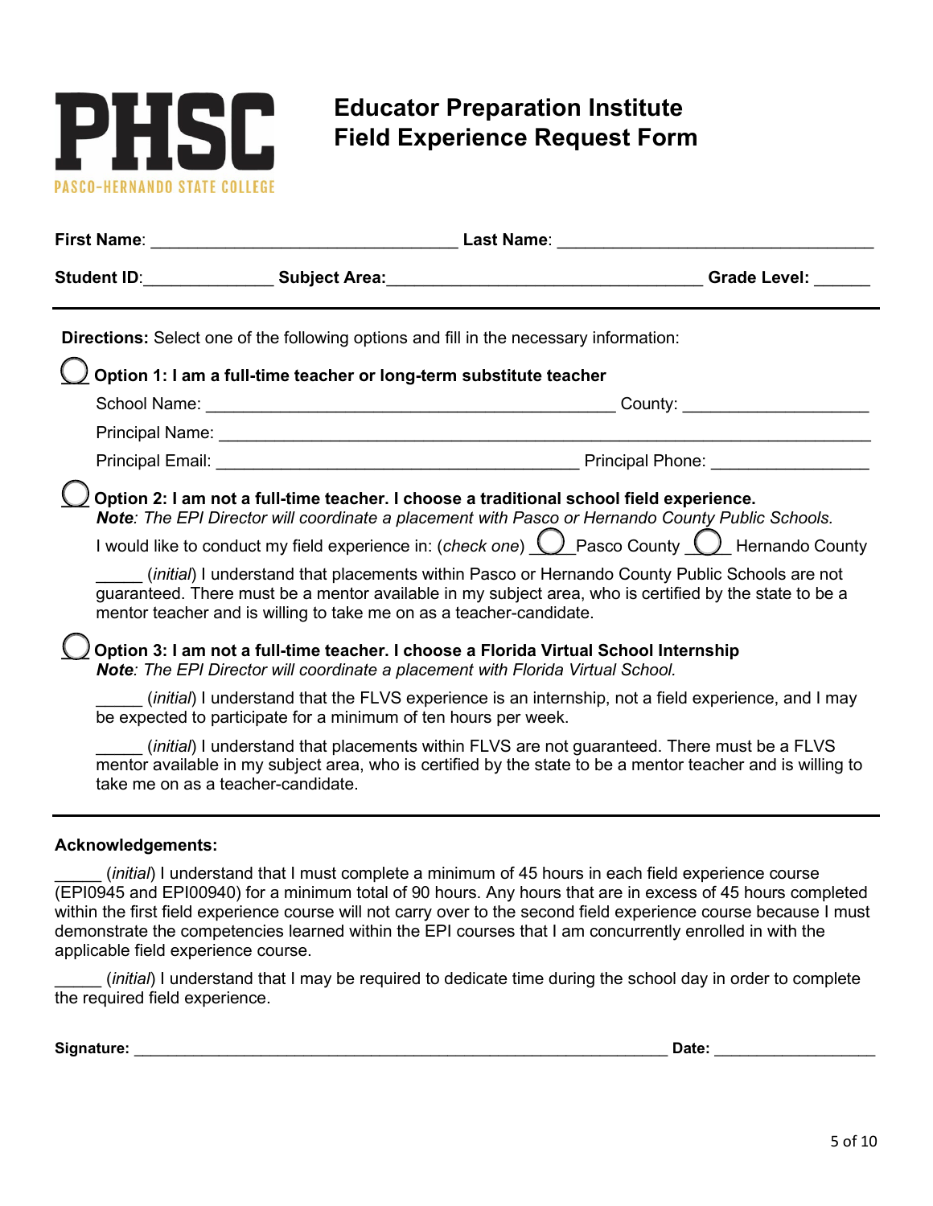**PHSC**
PASCO-HERNANDO STATE COLLEGE

# Educator Preparation Institute Field Experience Request Form

**First Name**: ________________________________ **Last Name**: ________________________________

**Student ID**:_____________ **Subject Area:**________________________________ **Grade Level:** ______

---

**Directions:** Select one of the following options and fill in the necessary information:

◯ **Option 1: I am a full-time teacher or long-term substitute teacher**

School Name: ____________________________________________ County: ____________________

Principal Name: ________________________________________________________________________

Principal Email: ______________________________________ Principal Phone: _________________

◯ **Option 2: I am not a full-time teacher. I choose a traditional school field experience.**
***Note**: The EPI Director will coordinate a placement with Pasco or Hernando County Public Schools.*

I would like to conduct my field experience in: (*check one*) ◯ Pasco County ◯ Hernando County

_____ (*initial*) I understand that placements within Pasco or Hernando County Public Schools are not guaranteed. There must be a mentor available in my subject area, who is certified by the state to be a mentor teacher and is willing to take me on as a teacher-candidate.

◯ **Option 3: I am not a full-time teacher. I choose a Florida Virtual School Internship**
***Note**: The EPI Director will coordinate a placement with Florida Virtual School.*

_____ (*initial*) I understand that the FLVS experience is an internship, not a field experience, and I may be expected to participate for a minimum of ten hours per week.

_____ (*initial*) I understand that placements within FLVS are not guaranteed. There must be a FLVS mentor available in my subject area, who is certified by the state to be a mentor teacher and is willing to take me on as a teacher-candidate.

---

**Acknowledgements:**

_____ (*initial*) I understand that I must complete a minimum of 45 hours in each field experience course (EPI0945 and EPI00940) for a minimum total of 90 hours. Any hours that are in excess of 45 hours completed within the first field experience course will not carry over to the second field experience course because I must demonstrate the competencies learned within the EPI courses that I am concurrently enrolled in with the applicable field experience course.

_____ (*initial*) I understand that I may be required to dedicate time during the school day in order to complete the required field experience.

**Signature:** ______________________________________________________________ **Date:** ___________________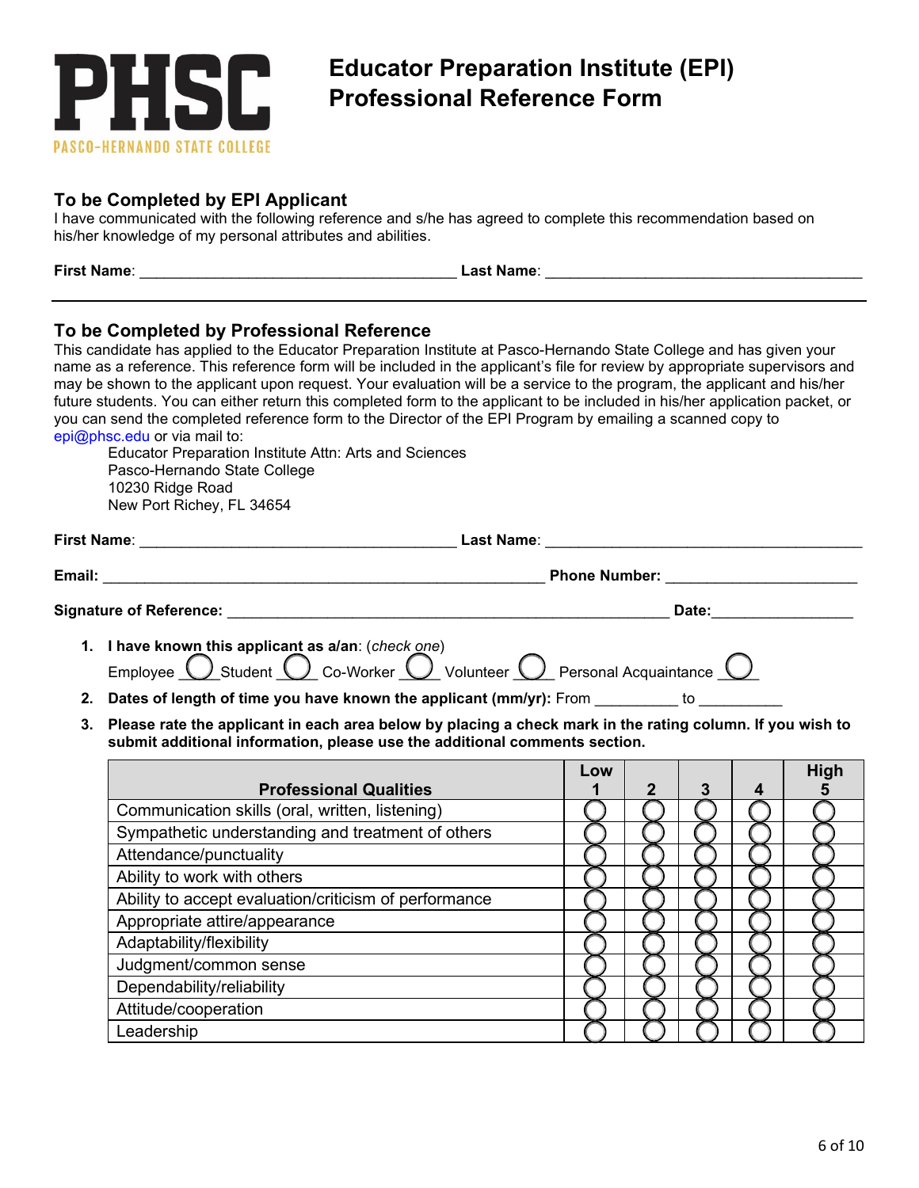# PHSC
PASCO-HERNANDO STATE COLLEGE

# Educator Preparation Institute (EPI) Professional Reference Form

## To be Completed by EPI Applicant

I have communicated with the following reference and s/he has agreed to complete this recommendation based on his/her knowledge of my personal attributes and abilities.

**First Name**: ______________________________________ **Last Name**: ______________________________________

## To be Completed by Professional Reference

This candidate has applied to the Educator Preparation Institute at Pasco-Hernando State College and has given your name as a reference. This reference form will be included in the applicant's file for review by appropriate supervisors and may be shown to the applicant upon request. Your evaluation will be a service to the program, the applicant and his/her future students. You can either return this completed form to the applicant to be included in his/her application packet, or you can send the completed reference form to the Director of the EPI Program by emailing a scanned copy to epi@phsc.edu or via mail to:

Educator Preparation Institute Attn: Arts and Sciences
Pasco-Hernando State College
10230 Ridge Road
New Port Richey, FL 34654

**First Name**: ______________________________________ **Last Name**: ______________________________________

**Email:** ____________________________________________________ **Phone Number:** ______________________

**Signature of Reference:** ____________________________________________________ **Date:**________________

1. **I have known this applicant as a/an**: (*check one*)
   Employee ◯ Student ◯ Co-Worker ◯ Volunteer ◯ Personal Acquaintance ◯
2. **Dates of length of time you have known the applicant (mm/yr):** From __________ to __________
3. **Please rate the applicant in each area below by placing a check mark in the rating column. If you wish to submit additional information, please use the additional comments section.**

| Professional Qualities | Low 1 | 2 | 3 | 4 | High 5 |
|---|---|---|---|---|---|
| Communication skills (oral, written, listening) | ◯ | ◯ | ◯ | ◯ | ◯ |
| Sympathetic understanding and treatment of others | ◯ | ◯ | ◯ | ◯ | ◯ |
| Attendance/punctuality | ◯ | ◯ | ◯ | ◯ | ◯ |
| Ability to work with others | ◯ | ◯ | ◯ | ◯ | ◯ |
| Ability to accept evaluation/criticism of performance | ◯ | ◯ | ◯ | ◯ | ◯ |
| Appropriate attire/appearance | ◯ | ◯ | ◯ | ◯ | ◯ |
| Adaptability/flexibility | ◯ | ◯ | ◯ | ◯ | ◯ |
| Judgment/common sense | ◯ | ◯ | ◯ | ◯ | ◯ |
| Dependability/reliability | ◯ | ◯ | ◯ | ◯ | ◯ |
| Attitude/cooperation | ◯ | ◯ | ◯ | ◯ | ◯ |
| Leadership | ◯ | ◯ | ◯ | ◯ | ◯ |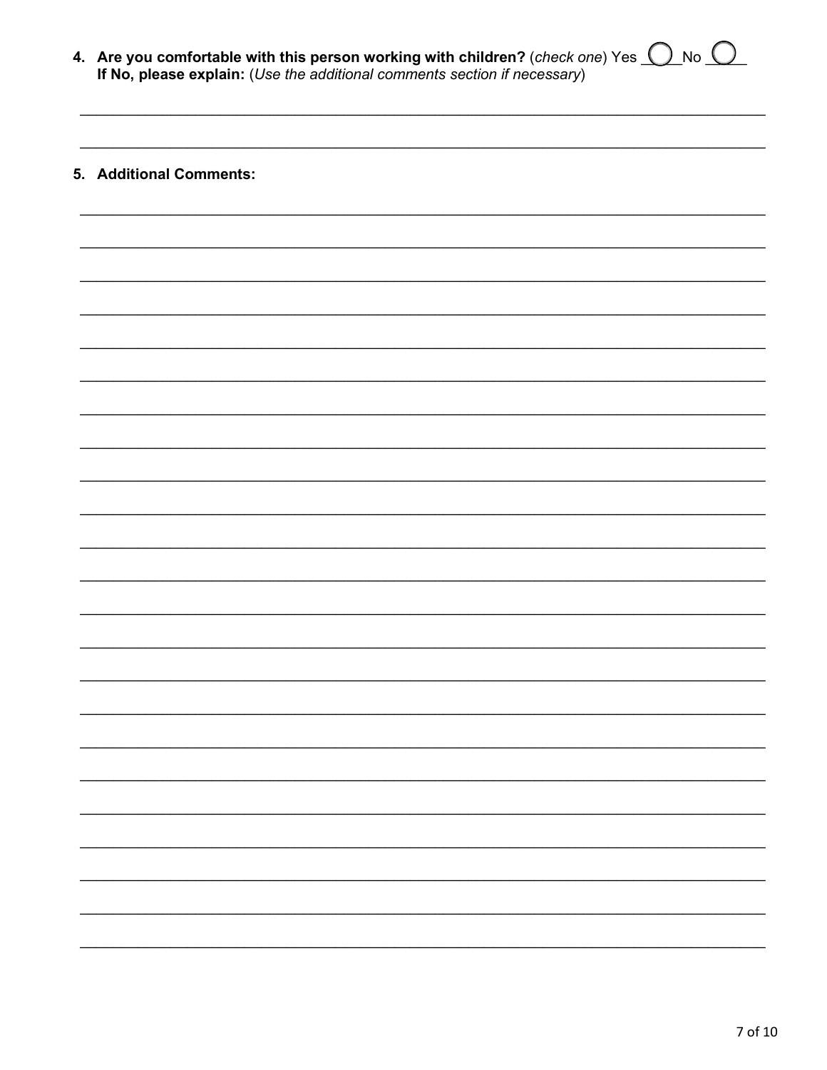4. **Are you comfortable with this person working with children?** (*check one*) Yes ◯ No ◯
   **If No, please explain:** (*Use the additional comments section if necessary*)

______________________________________________________________________________

______________________________________________________________________________

5. **Additional Comments:**

______________________________________________________________________________

______________________________________________________________________________

______________________________________________________________________________

______________________________________________________________________________

______________________________________________________________________________

______________________________________________________________________________

______________________________________________________________________________

______________________________________________________________________________

______________________________________________________________________________

______________________________________________________________________________

______________________________________________________________________________

______________________________________________________________________________

______________________________________________________________________________

______________________________________________________________________________

______________________________________________________________________________

______________________________________________________________________________

______________________________________________________________________________

______________________________________________________________________________

______________________________________________________________________________

______________________________________________________________________________

______________________________________________________________________________

______________________________________________________________________________

______________________________________________________________________________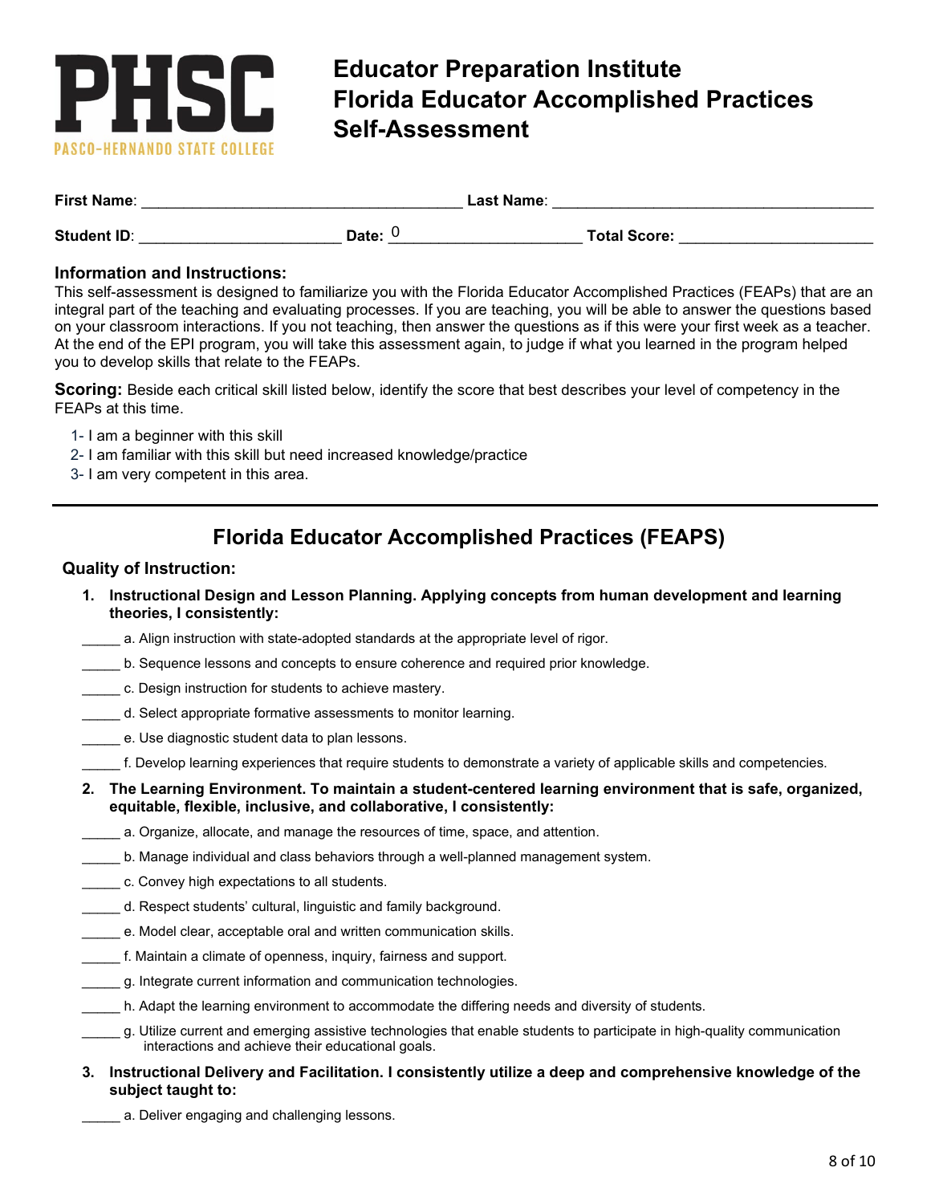PHSC

PASCO-HERNANDO STATE COLLEGE

# Educator Preparation Institute
# Florida Educator Accomplished Practices
# Self-Assessment

**First Name**: ______________________________ **Last Name**: ______________________________

**Student ID**: ____________________ **Date:** 0____________________ **Total Score:** ____________________

### Information and Instructions:

This self-assessment is designed to familiarize you with the Florida Educator Accomplished Practices (FEAPs) that are an integral part of the teaching and evaluating processes. If you are teaching, you will be able to answer the questions based on your classroom interactions. If you not teaching, then answer the questions as if this were your first week as a teacher. At the end of the EPI program, you will take this assessment again, to judge if what you learned in the program helped you to develop skills that relate to the FEAPs.

**Scoring:** Beside each critical skill listed below, identify the score that best describes your level of competency in the FEAPs at this time.

1- I am a beginner with this skill
2- I am familiar with this skill but need increased knowledge/practice
3- I am very competent in this area.

---

## Florida Educator Accomplished Practices (FEAPS)

### Quality of Instruction:

1. **Instructional Design and Lesson Planning. Applying concepts from human development and learning theories, I consistently:**

_____ a. Align instruction with state-adopted standards at the appropriate level of rigor.

_____ b. Sequence lessons and concepts to ensure coherence and required prior knowledge.

_____ c. Design instruction for students to achieve mastery.

_____ d. Select appropriate formative assessments to monitor learning.

_____ e. Use diagnostic student data to plan lessons.

_____ f. Develop learning experiences that require students to demonstrate a variety of applicable skills and competencies.

2. **The Learning Environment. To maintain a student-centered learning environment that is safe, organized, equitable, flexible, inclusive, and collaborative, I consistently:**

_____ a. Organize, allocate, and manage the resources of time, space, and attention.

_____ b. Manage individual and class behaviors through a well-planned management system.

_____ c. Convey high expectations to all students.

_____ d. Respect students' cultural, linguistic and family background.

_____ e. Model clear, acceptable oral and written communication skills.

_____ f. Maintain a climate of openness, inquiry, fairness and support.

_____ g. Integrate current information and communication technologies.

_____ h. Adapt the learning environment to accommodate the differing needs and diversity of students.

_____ g. Utilize current and emerging assistive technologies that enable students to participate in high-quality communication interactions and achieve their educational goals.

3. **Instructional Delivery and Facilitation. I consistently utilize a deep and comprehensive knowledge of the subject taught to:**

_____ a. Deliver engaging and challenging lessons.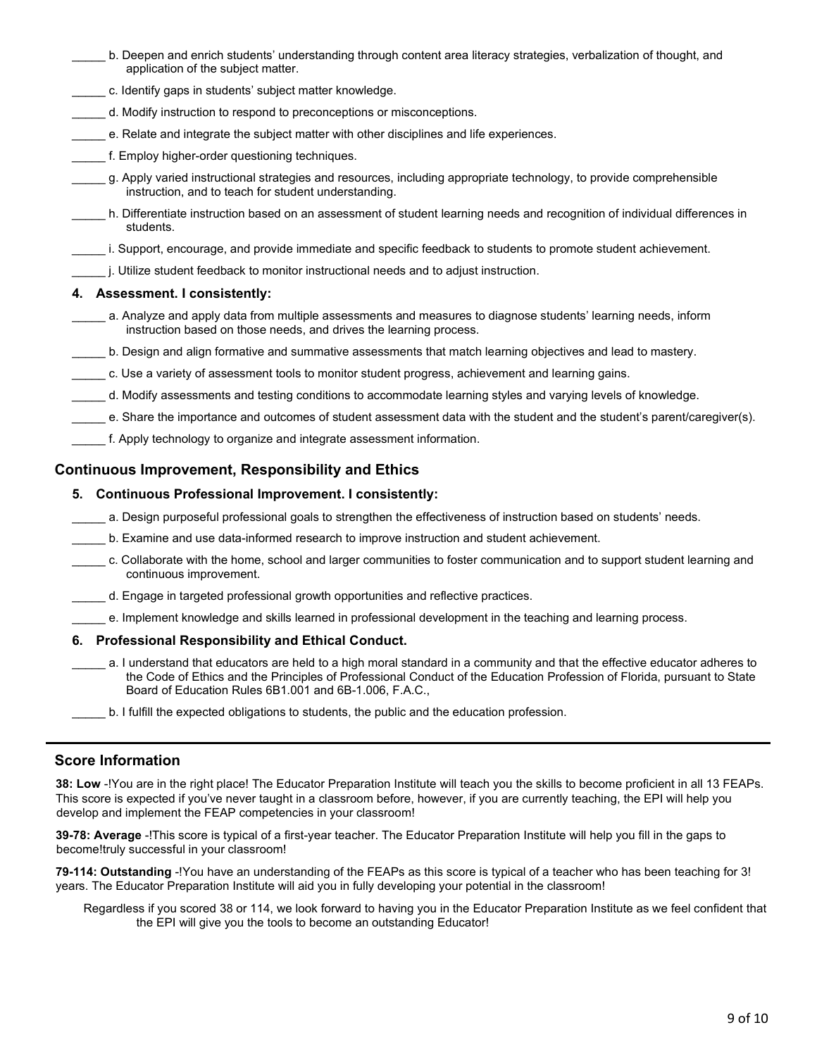_____ b. Deepen and enrich students' understanding through content area literacy strategies, verbalization of thought, and application of the subject matter.

_____ c. Identify gaps in students' subject matter knowledge.

_____ d. Modify instruction to respond to preconceptions or misconceptions.

_____ e. Relate and integrate the subject matter with other disciplines and life experiences.

_____ f. Employ higher-order questioning techniques.

_____ g. Apply varied instructional strategies and resources, including appropriate technology, to provide comprehensible instruction, and to teach for student understanding.

_____ h. Differentiate instruction based on an assessment of student learning needs and recognition of individual differences in students.

_____ i. Support, encourage, and provide immediate and specific feedback to students to promote student achievement.

_____ j. Utilize student feedback to monitor instructional needs and to adjust instruction.

**4. Assessment. I consistently:**

_____ a. Analyze and apply data from multiple assessments and measures to diagnose students' learning needs, inform instruction based on those needs, and drives the learning process.

_____ b. Design and align formative and summative assessments that match learning objectives and lead to mastery.

_____ c. Use a variety of assessment tools to monitor student progress, achievement and learning gains.

_____ d. Modify assessments and testing conditions to accommodate learning styles and varying levels of knowledge.

_____ e. Share the importance and outcomes of student assessment data with the student and the student's parent/caregiver(s).

_____ f. Apply technology to organize and integrate assessment information.

## Continuous Improvement, Responsibility and Ethics

**5. Continuous Professional Improvement. I consistently:**

_____ a. Design purposeful professional goals to strengthen the effectiveness of instruction based on students' needs.

_____ b. Examine and use data-informed research to improve instruction and student achievement.

_____ c. Collaborate with the home, school and larger communities to foster communication and to support student learning and continuous improvement.

_____ d. Engage in targeted professional growth opportunities and reflective practices.

_____ e. Implement knowledge and skills learned in professional development in the teaching and learning process.

**6. Professional Responsibility and Ethical Conduct.**

_____ a. I understand that educators are held to a high moral standard in a community and that the effective educator adheres to the Code of Ethics and the Principles of Professional Conduct of the Education Profession of Florida, pursuant to State Board of Education Rules 6B1.001 and 6B-1.006, F.A.C.,

_____ b. I fulfill the expected obligations to students, the public and the education profession.

---

## Score Information

**38: Low** -!You are in the right place! The Educator Preparation Institute will teach you the skills to become proficient in all 13 FEAPs. This score is expected if you've never taught in a classroom before, however, if you are currently teaching, the EPI will help you develop and implement the FEAP competencies in your classroom!

**39-78: Average** -!This score is typical of a first-year teacher. The Educator Preparation Institute will help you fill in the gaps to become!truly successful in your classroom!

**79-114: Outstanding** -!You have an understanding of the FEAPs as this score is typical of a teacher who has been teaching for 3! years. The Educator Preparation Institute will aid you in fully developing your potential in the classroom!

Regardless if you scored 38 or 114, we look forward to having you in the Educator Preparation Institute as we feel confident that the EPI will give you the tools to become an outstanding Educator!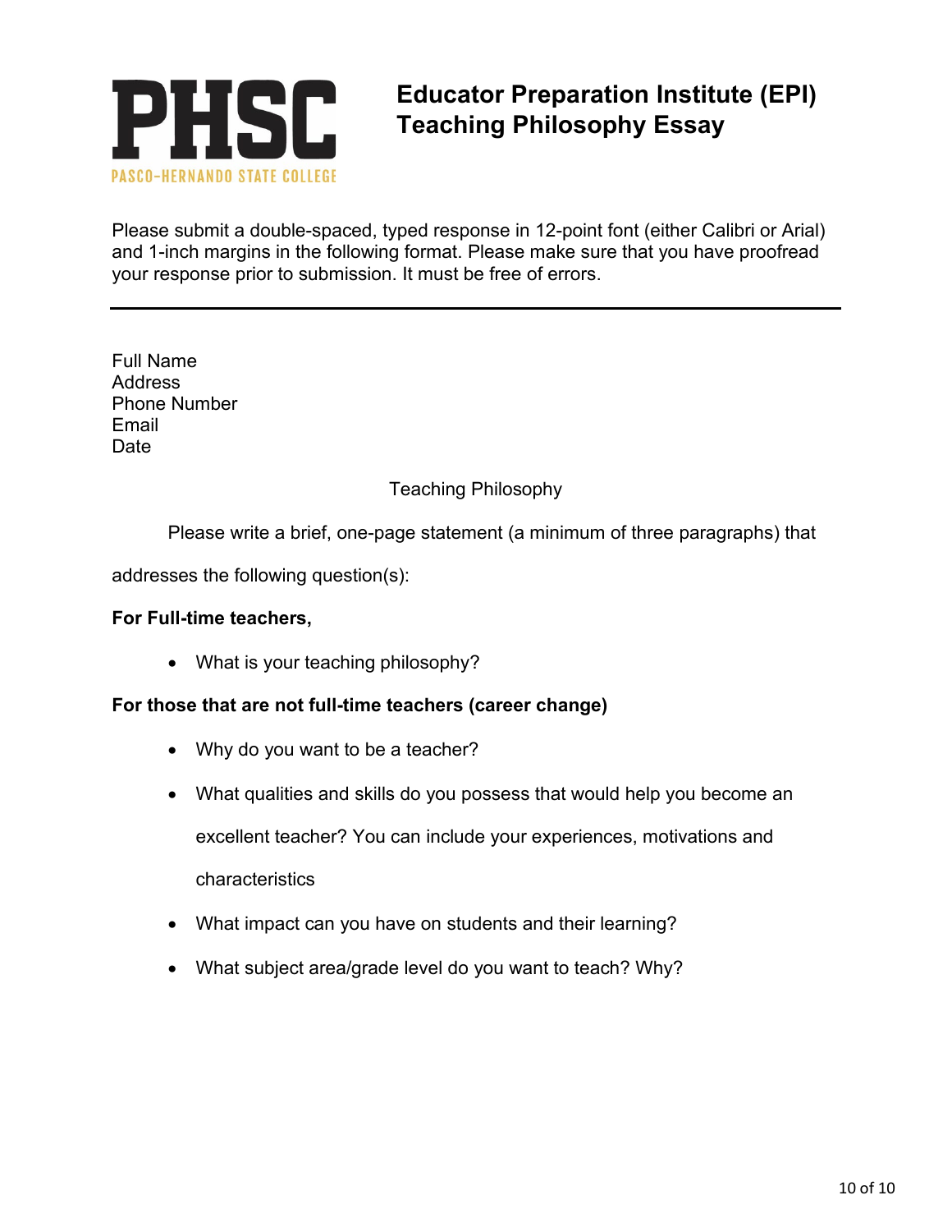PHSC

PASCO-HERNANDO STATE COLLEGE

# Educator Preparation Institute (EPI) Teaching Philosophy Essay

Please submit a double-spaced, typed response in 12-point font (either Calibri or Arial) and 1-inch margins in the following format. Please make sure that you have proofread your response prior to submission. It must be free of errors.

---

Full Name
Address
Phone Number
Email
Date

Teaching Philosophy

Please write a brief, one-page statement (a minimum of three paragraphs) that addresses the following question(s):

**For Full-time teachers,**

- What is your teaching philosophy?

**For those that are not full-time teachers (career change)**

- Why do you want to be a teacher?
- What qualities and skills do you possess that would help you become an excellent teacher? You can include your experiences, motivations and characteristics
- What impact can you have on students and their learning?
- What subject area/grade level do you want to teach? Why?